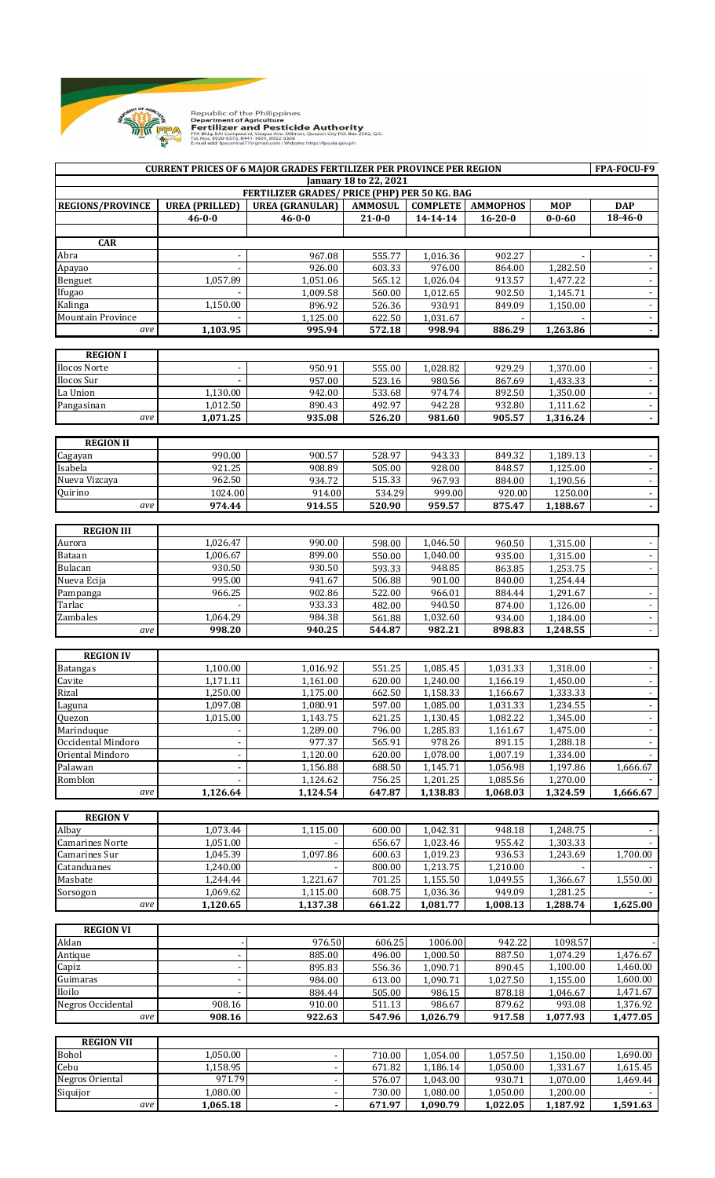Republic of the Philippines
Department of Agriculture
**Fertilizer and Pesticide Authority**
FPA Bldg. BAI Compound, Visayas Ave., Diliman, Quezon City P.O. Box 2582, Q.C.
Tel. Nos. 8920-8573, 8441-1601, 8922-3368
E-mail add: fpacentral77@gmail.com | Website: http://fpa.da.gov.ph

| CURRENT PRICES OF 6 MAJOR GRADES FERTILIZER PER PROVINCE PER REGION | | | | | | | FPA-FOCU-F9 |
|---|---|---|---|---|---|---|---|
| January 18 to 22, 2021 | | | | | | | |
| FERTILIZER GRADES/ PRICE (PHP) PER 50 KG. BAG | | | | | | | |
| **REGIONS/PROVINCE** | **UREA (PRILLED)** | **UREA (GRANULAR)** | **AMMOSUL** | **COMPLETE** | **AMMOPHOS** | **MOP** | **DAP** |
| | **46-0-0** | **46-0-0** | **21-0-0** | **14-14-14** | **16-20-0** | **0-0-60** | **18-46-0** |
| **CAR** | | | | | | | |
| Abra | - | 967.08 | 555.77 | 1,016.36 | 902.27 | - | - |
| Apayao | - | 926.00 | 603.33 | 976.00 | 864.00 | 1,282.50 | - |
| Benguet | 1,057.89 | 1,051.06 | 565.12 | 1,026.04 | 913.57 | 1,477.22 | - |
| Ifugao | - | 1,009.58 | 560.00 | 1,012.65 | 902.50 | 1,145.71 | - |
| Kalinga | 1,150.00 | 896.92 | 526.36 | 930.91 | 849.09 | 1,150.00 | - |
| Mountain Province | - | 1,125.00 | 622.50 | 1,031.67 | - | - | - |
| *ave* | **1,103.95** | **995.94** | **572.18** | **998.94** | **886.29** | **1,263.86** | **-** |
| **REGION I** | | | | | | | |
| Ilocos Norte | - | 950.91 | 555.00 | 1,028.82 | 929.29 | 1,370.00 | - |
| Ilocos Sur | - | 957.00 | 523.16 | 980.56 | 867.69 | 1,433.33 | - |
| La Union | 1,130.00 | 942.00 | 533.68 | 974.74 | 892.50 | 1,350.00 | - |
| Pangasinan | 1,012.50 | 890.43 | 492.97 | 942.28 | 932.80 | 1,111.62 | - |
| *ave* | **1,071.25** | **935.08** | **526.20** | **981.60** | **905.57** | **1,316.24** | **-** |
| **REGION II** | | | | | | | |
| Cagayan | 990.00 | 900.57 | 528.97 | 943.33 | 849.32 | 1,189.13 | - |
| Isabela | 921.25 | 908.89 | 505.00 | 928.00 | 848.57 | 1,125.00 | - |
| Nueva Vizcaya | 962.50 | 934.72 | 515.33 | 967.93 | 884.00 | 1,190.56 | - |
| Quirino | 1024.00 | 914.00 | 534.29 | 999.00 | 920.00 | 1250.00 | - |
| *ave* | **974.44** | **914.55** | **520.90** | **959.57** | **875.47** | **1,188.67** | **-** |
| **REGION III** | | | | | | | |
| Aurora | 1,026.47 | 990.00 | 598.00 | 1,046.50 | 960.50 | 1,315.00 | - |
| Bataan | 1,006.67 | 899.00 | 550.00 | 1,040.00 | 935.00 | 1,315.00 | - |
| Bulacan | 930.50 | 930.50 | 593.33 | 948.85 | 863.85 | 1,253.75 | - |
| Nueva Ecija | 995.00 | 941.67 | 506.88 | 901.00 | 840.00 | 1,254.44 | |
| Pampanga | 966.25 | 902.86 | 522.00 | 966.01 | 884.44 | 1,291.67 | - |
| Tarlac | - | 933.33 | 482.00 | 940.50 | 874.00 | 1,126.00 | - |
| Zambales | 1,064.29 | 984.38 | 561.88 | 1,032.60 | 934.00 | 1,184.00 | - |
| *ave* | **998.20** | **940.25** | **544.87** | **982.21** | **898.83** | **1,248.55** | **-** |
| **REGION IV** | | | | | | | |
| Batangas | 1,100.00 | 1,016.92 | 551.25 | 1,085.45 | 1,031.33 | 1,318.00 | - |
| Cavite | 1,171.11 | 1,161.00 | 620.00 | 1,240.00 | 1,166.19 | 1,450.00 | - |
| Rizal | 1,250.00 | 1,175.00 | 662.50 | 1,158.33 | 1,166.67 | 1,333.33 | - |
| Laguna | 1,097.08 | 1,080.91 | 597.00 | 1,085.00 | 1,031.33 | 1,234.55 | - |
| Quezon | 1,015.00 | 1,143.75 | 621.25 | 1,130.45 | 1,082.22 | 1,345.00 | - |
| Marinduque | - | 1,289.00 | 796.00 | 1,285.83 | 1,161.67 | 1,475.00 | - |
| Occidental Mindoro | - | 977.37 | 565.91 | 978.26 | 891.15 | 1,288.18 | - |
| Oriental Mindoro | - | 1,120.00 | 620.00 | 1,078.00 | 1,007.19 | 1,334.00 | - |
| Palawan | - | 1,156.88 | 688.50 | 1,145.71 | 1,056.98 | 1,197.86 | 1,666.67 |
| Romblon | - | 1,124.62 | 756.25 | 1,201.25 | 1,085.56 | 1,270.00 | - |
| *ave* | **1,126.64** | **1,124.54** | **647.87** | **1,138.83** | **1,068.03** | **1,324.59** | **1,666.67** |
| **REGION V** | | | | | | | |
| Albay | 1,073.44 | 1,115.00 | 600.00 | 1,042.31 | 948.18 | 1,248.75 | - |
| Camarines Norte | 1,051.00 | - | 656.67 | 1,023.46 | 955.42 | 1,303.33 | - |
| Camarines Sur | 1,045.39 | 1,097.86 | 600.63 | 1,019.23 | 936.53 | 1,243.69 | 1,700.00 |
| Catanduanes | 1,240.00 | - | 800.00 | 1,213.75 | 1,210.00 | - | - |
| Masbate | 1,244.44 | 1,221.67 | 701.25 | 1,155.50 | 1,049.55 | 1,366.67 | 1,550.00 |
| Sorsogon | 1,069.62 | 1,115.00 | 608.75 | 1,036.36 | 949.09 | 1,281.25 | - |
| *ave* | **1,120.65** | **1,137.38** | **661.22** | **1,081.77** | **1,008.13** | **1,288.74** | **1,625.00** |
| **REGION VI** | | | | | | | |
| Aklan | - | 976.50 | 606.25 | 1006.00 | 942.22 | 1098.57 | - |
| Antique | - | 885.00 | 496.00 | 1,000.50 | 887.50 | 1,074.29 | 1,476.67 |
| Capiz | - | 895.83 | 556.36 | 1,090.71 | 890.45 | 1,100.00 | 1,460.00 |
| Guimaras | - | 984.00 | 613.00 | 1,090.71 | 1,027.50 | 1,155.00 | 1,600.00 |
| Iloilo | - | 884.44 | 505.00 | 986.15 | 878.18 | 1,046.67 | 1,471.67 |
| Negros Occidental | 908.16 | 910.00 | 511.13 | 986.67 | 879.62 | 993.08 | 1,376.92 |
| *ave* | **908.16** | **922.63** | **547.96** | **1,026.79** | **917.58** | **1,077.93** | **1,477.05** |
| **REGION VII** | | | | | | | |
| Bohol | 1,050.00 | - | 710.00 | 1,054.00 | 1,057.50 | 1,150.00 | 1,690.00 |
| Cebu | 1,158.95 | - | 671.82 | 1,186.14 | 1,050.00 | 1,331.67 | 1,615.45 |
| Negros Oriental | 971.79 | - | 576.07 | 1,043.00 | 930.71 | 1,070.00 | 1,469.44 |
| Siquijor | 1,080.00 | - | 730.00 | 1,080.00 | 1,050.00 | 1,200.00 | - |
| *ave* | **1,065.18** | **-** | **671.97** | **1,090.79** | **1,022.05** | **1,187.92** | **1,591.63** |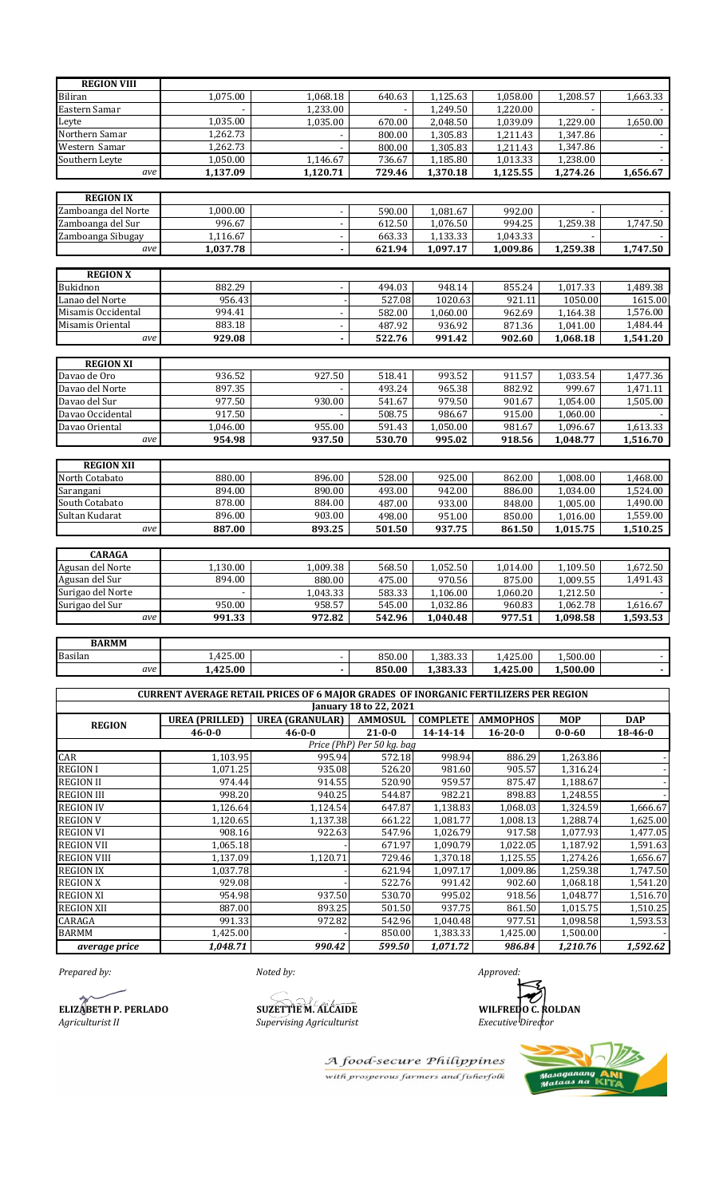| REGION VIII | | | | | | | |
|---|---|---|---|---|---|---|---|
| Biliran | 1,075.00 | 1,068.18 | 640.63 | 1,125.63 | 1,058.00 | 1,208.57 | 1,663.33 |
| Eastern Samar | - | 1,233.00 | - | 1,249.50 | 1,220.00 | - | - |
| Leyte | 1,035.00 | 1,035.00 | 670.00 | 2,048.50 | 1,039.09 | 1,229.00 | 1,650.00 |
| Northern Samar | 1,262.73 | - | 800.00 | 1,305.83 | 1,211.43 | 1,347.86 | - |
| Western Samar | 1,262.73 | - | 800.00 | 1,305.83 | 1,211.43 | 1,347.86 | - |
| Southern Leyte | 1,050.00 | 1,146.67 | 736.67 | 1,185.80 | 1,013.33 | 1,238.00 | - |
| *ave* | **1,137.09** | **1,120.71** | **729.46** | **1,370.18** | **1,125.55** | **1,274.26** | **1,656.67** |

| REGION IX | | | | | | | |
|---|---|---|---|---|---|---|---|
| Zamboanga del Norte | 1,000.00 | - | 590.00 | 1,081.67 | 992.00 | - | - |
| Zamboanga del Sur | 996.67 | - | 612.50 | 1,076.50 | 994.25 | 1,259.38 | 1,747.50 |
| Zamboanga Sibugay | 1,116.67 | - | 663.33 | 1,133.33 | 1,043.33 | - | - |
| *ave* | **1,037.78** | **-** | **621.94** | **1,097.17** | **1,009.86** | **1,259.38** | **1,747.50** |

| REGION X | | | | | | | |
|---|---|---|---|---|---|---|---|
| Bukidnon | 882.29 | - | 494.03 | 948.14 | 855.24 | 1,017.33 | 1,489.38 |
| Lanao del Norte | 956.43 | - | 527.08 | 1020.63 | 921.11 | 1050.00 | 1615.00 |
| Misamis Occidental | 994.41 | - | 582.00 | 1,060.00 | 962.69 | 1,164.38 | 1,576.00 |
| Misamis Oriental | 883.18 | - | 487.92 | 936.92 | 871.36 | 1,041.00 | 1,484.44 |
| *ave* | **929.08** | **-** | **522.76** | **991.42** | **902.60** | **1,068.18** | **1,541.20** |

| REGION XI | | | | | | | |
|---|---|---|---|---|---|---|---|
| Davao de Oro | 936.52 | 927.50 | 518.41 | 993.52 | 911.57 | 1,033.54 | 1,477.36 |
| Davao del Norte | 897.35 | - | 493.24 | 965.38 | 882.92 | 999.67 | 1,471.11 |
| Davao del Sur | 977.50 | 930.00 | 541.67 | 979.50 | 901.67 | 1,054.00 | 1,505.00 |
| Davao Occidental | 917.50 | - | 508.75 | 986.67 | 915.00 | 1,060.00 | - |
| Davao Oriental | 1,046.00 | 955.00 | 591.43 | 1,050.00 | 981.67 | 1,096.67 | 1,613.33 |
| *ave* | **954.98** | **937.50** | **530.70** | **995.02** | **918.56** | **1,048.77** | **1,516.70** |

| REGION XII | | | | | | | |
|---|---|---|---|---|---|---|---|
| North Cotabato | 880.00 | 896.00 | 528.00 | 925.00 | 862.00 | 1,008.00 | 1,468.00 |
| Sarangani | 894.00 | 890.00 | 493.00 | 942.00 | 886.00 | 1,034.00 | 1,524.00 |
| South Cotabato | 878.00 | 884.00 | 487.00 | 933.00 | 848.00 | 1,005.00 | 1,490.00 |
| Sultan Kudarat | 896.00 | 903.00 | 498.00 | 951.00 | 850.00 | 1,016.00 | 1,559.00 |
| *ave* | **887.00** | **893.25** | **501.50** | **937.75** | **861.50** | **1,015.75** | **1,510.25** |

| CARAGA | | | | | | | |
|---|---|---|---|---|---|---|---|
| Agusan del Norte | 1,130.00 | 1,009.38 | 568.50 | 1,052.50 | 1,014.00 | 1,109.50 | 1,672.50 |
| Agusan del Sur | 894.00 | 880.00 | 475.00 | 970.56 | 875.00 | 1,009.55 | 1,491.43 |
| Surigao del Norte | - | 1,043.33 | 583.33 | 1,106.00 | 1,060.20 | 1,212.50 | - |
| Surigao del Sur | 950.00 | 958.57 | 545.00 | 1,032.86 | 960.83 | 1,062.78 | 1,616.67 |
| *ave* | **991.33** | **972.82** | **542.96** | **1,040.48** | **977.51** | **1,098.58** | **1,593.53** |

| BARMM | | | | | | | |
|---|---|---|---|---|---|---|---|
| Basilan | 1,425.00 | - | 850.00 | 1,383.33 | 1,425.00 | 1,500.00 | - |
| *ave* | **1,425.00** | **-** | **850.00** | **1,383.33** | **1,425.00** | **1,500.00** | **-** |

**CURRENT AVERAGE RETAIL PRICES OF 6 MAJOR GRADES OF INORGANIC FERTILIZERS PER REGION**

**January 18 to 22, 2021**

| REGION | UREA (PRILLED) | UREA (GRANULAR) | AMMOSUL | COMPLETE | AMMOPHOS | MOP | DAP |
|---|---|---|---|---|---|---|---|
| | 46-0-0 | 46-0-0 | 21-0-0 | 14-14-14 | 16-20-0 | 0-0-60 | 18-46-0 |
| | Price (PhP) Per 50 kg. bag | | | | | | |
| CAR | 1,103.95 | 995.94 | 572.18 | 998.94 | 886.29 | 1,263.86 | - |
| REGION I | 1,071.25 | 935.08 | 526.20 | 981.60 | 905.57 | 1,316.24 | - |
| REGION II | 974.44 | 914.55 | 520.90 | 959.57 | 875.47 | 1,188.67 | - |
| REGION III | 998.20 | 940.25 | 544.87 | 982.21 | 898.83 | 1,248.55 | - |
| REGION IV | 1,126.64 | 1,124.54 | 647.87 | 1,138.83 | 1,068.03 | 1,324.59 | 1,666.67 |
| REGION V | 1,120.65 | 1,137.38 | 661.22 | 1,081.77 | 1,008.13 | 1,288.74 | 1,625.00 |
| REGION VI | 908.16 | 922.63 | 547.96 | 1,026.79 | 917.58 | 1,077.93 | 1,477.05 |
| REGION VII | 1,065.18 | - | 671.97 | 1,090.79 | 1,022.05 | 1,187.92 | 1,591.63 |
| REGION VIII | 1,137.09 | 1,120.71 | 729.46 | 1,370.18 | 1,125.55 | 1,274.26 | 1,656.67 |
| REGION IX | 1,037.78 | - | 621.94 | 1,097.17 | 1,009.86 | 1,259.38 | 1,747.50 |
| REGION X | 929.08 | - | 522.76 | 991.42 | 902.60 | 1,068.18 | 1,541.20 |
| REGION XI | 954.98 | 937.50 | 530.70 | 995.02 | 918.56 | 1,048.77 | 1,516.70 |
| REGION XII | 887.00 | 893.25 | 501.50 | 937.75 | 861.50 | 1,015.75 | 1,510.25 |
| CARAGA | 991.33 | 972.82 | 542.96 | 1,040.48 | 977.51 | 1,098.58 | 1,593.53 |
| BARMM | 1,425.00 | - | 850.00 | 1,383.33 | 1,425.00 | 1,500.00 | - |
| ***average price*** | ***1,048.71*** | ***990.42*** | ***599.50*** | ***1,071.72*** | ***986.84*** | ***1,210.76*** | ***1,592.62*** |

*Prepared by:*

**ELIZABETH P. PERLADO**
*Agriculturist II*

*Noted by:*

**SUZETTIE M. ALCAIDE**
*Supervising Agriculturist*

*Approved:*

**WILFREDO C. ROLDAN**
*Executive Director*

*A food-secure Philippines*
*with prosperous farmers and fisherfolk*

Masaganang ANI Mataas na KITA